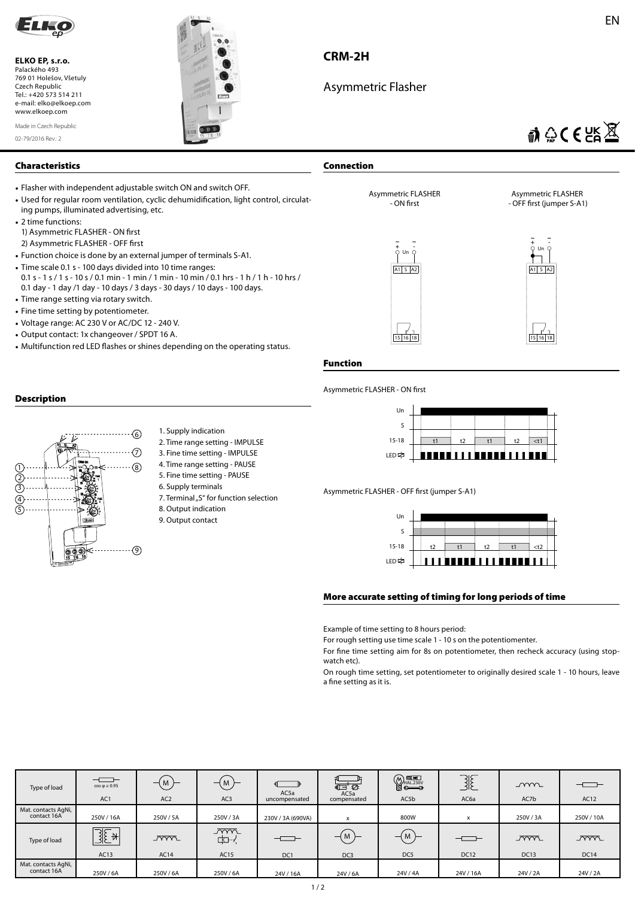ELKO EP, s.r.o.
Palackého 493
769 01 Holešov, Všetuly
Czech Republic
Tel.: +420 573 514 211
e-mail: elko@elkoep.com
www.elkoep.com

Made in Czech Republic

02-79/2016 Rev.: 2

# CRM-2H

## Asymmetric Flasher

## Characteristics

- Flasher with independent adjustable switch ON and switch OFF.
- Used for regular room ventilation, cyclic dehumidification, light control, circulating pumps, illuminated advertising, etc.
- 2 time functions:
  1) Asymmetric FLASHER - ON first
  2) Asymmetric FLASHER - OFF first
- Function choice is done by an external jumper of terminals S-A1.
- Time scale 0.1 s - 100 days divided into 10 time ranges:
  0.1 s - 1 s / 1 s - 10 s / 0.1 min - 1 min / 1 min - 10 min / 0.1 hrs - 1 h / 1 h - 10 hrs / 0.1 day - 1 day /1 day - 10 days / 3 days - 30 days / 10 days - 100 days.
- Time range setting via rotary switch.
- Fine time setting by potentiometer.
- Voltage range: AC 230 V or AC/DC 12 - 240 V.
- Output contact: 1x changeover / SPDT 16 A.
- Multifunction red LED flashes or shines depending on the operating status.

## Description

1. Supply indication
2. Time range setting - IMPULSE
3. Fine time setting - IMPULSE
4. Time range setting - PAUSE
5. Fine time setting - PAUSE
6. Supply terminals
7. Terminal „S“ for function selection
8. Output indication
9. Output contact

## Connection

Asymmetric FLASHER - ON first

Asymmetric FLASHER - OFF first (jumper S-A1)

## Function

Asymmetric FLASHER - ON first

Asymmetric FLASHER - OFF first (jumper S-A1)

## More accurate setting of timing for long periods of time

Example of time setting to 8 hours period:

For rough setting use time scale 1 - 10 s on the potentiomenter.

For fine time setting aim for 8s on potentiometer, then recheck accuracy (using stopwatch etc).

On rough time setting, set potentiometer to originally desired scale 1 - 10 hours, leave a fine setting as it is.

| Type of load | AC1 (cos φ ≥ 0.95) | AC2 | AC3 | AC5a uncompensated | AC5a compensated | AC5b | AC6a | AC7b | AC12 |
|---|---|---|---|---|---|---|---|---|---|
| Mat. contacts AgNi, contact 16A | 250V / 16A | 250V / 5A | 250V / 3A | 230V / 3A (690VA) | x | 800W | x | 250V / 3A | 250V / 10A |
| Type of load | AC13 | AC14 | AC15 | DC1 | DC3 | DC5 | DC12 | DC13 | DC14 |
| Mat. contacts AgNi, contact 16A | 250V / 6A | 250V / 6A | 250V / 6A | 24V / 16A | 24V / 6A | 24V / 4A | 24V / 16A | 24V / 2A | 24V / 2A |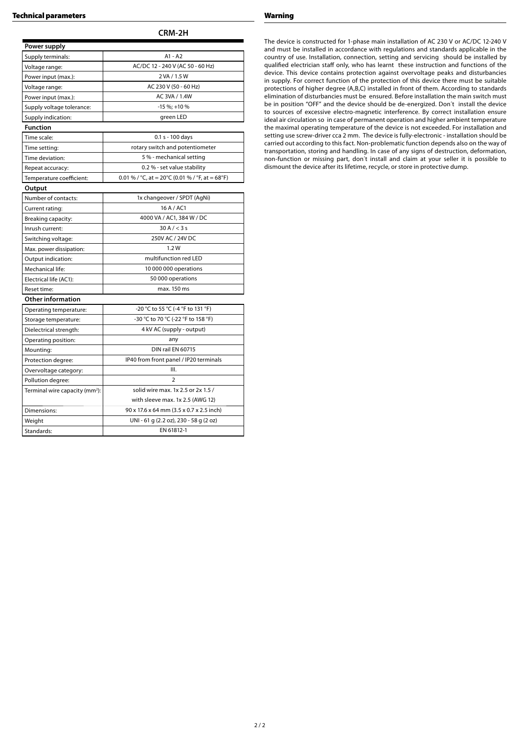## Technical parameters

| | CRM-2H |
|---|---|
| **Power supply** | |
| Supply terminals: | A1 - A2 |
| Voltage range: | AC/DC 12 - 240 V (AC 50 - 60 Hz) |
| Power input (max.): | 2 VA / 1.5 W |
| Voltage range: | AC 230 V (50 - 60 Hz) |
| Power input (max.): | AC 3VA / 1.4W |
| Supply voltage tolerance: | -15 %; +10 % |
| Supply indication: | green LED |
| **Function** | |
| Time scale: | 0.1 s - 100 days |
| Time setting: | rotary switch and potentiometer |
| Time deviation: | 5 % - mechanical setting |
| Repeat accuracy: | 0.2 % - set value stability |
| Temperature coefficient: | 0.01 % / °C, at = 20°C (0.01 % / °F, at = 68°F) |
| **Output** | |
| Number of contacts: | 1x changeover / SPDT (AgNi) |
| Current rating: | 16 A / AC1 |
| Breaking capacity: | 4000 VA / AC1, 384 W / DC |
| Inrush current: | 30 A / < 3 s |
| Switching voltage: | 250V AC / 24V DC |
| Max. power dissipation: | 1.2 W |
| Output indication: | multifunction red LED |
| Mechanical life: | 10 000 000 operations |
| Electrical life (AC1): | 50 000 operations |
| Reset time: | max. 150 ms |
| **Other information** | |
| Operating temperature: | -20 °C to 55 °C (-4 °F to 131 °F) |
| Storage temperature: | -30 °C to 70 °C (-22 °F to 158 °F) |
| Dielectrical strength: | 4 kV AC (supply - output) |
| Operating position: | any |
| Mounting: | DIN rail EN 60715 |
| Protection degree: | IP40 from front panel / IP20 terminals |
| Overvoltage category: | III. |
| Pollution degree: | 2 |
| Terminal wire capacity ($mm^2$): | solid wire max. 1x 2.5 or 2x 1.5 / with sleeve max. 1x 2.5 (AWG 12) |
| Dimensions: | 90 x 17.6 x 64 mm (3.5 x 0.7 x 2.5 inch) |
| Weight | UNI - 61 g (2.2 oz), 230 - 58 g (2 oz) |
| Standards: | EN 61812-1 |

## Warning

The device is constructed for 1-phase main installation of AC 230 V or AC/DC 12-240 V and must be installed in accordance with regulations and standards applicable in the country of use. Installation, connection, setting and servicing should be installed by qualified electrician staff only, who has learnt these instruction and functions of the device. This device contains protection against overvoltage peaks and disturbancies in supply. For correct function of the protection of this device there must be suitable protections of higher degree (A,B,C) installed in front of them. According to standards elimination of disturbancies must be ensured. Before installation the main switch must be in position "OFF" and the device should be de-energized. Don´t install the device to sources of excessive electro-magnetic interference. By correct installation ensure ideal air circulation so in case of permanent operation and higher ambient temperature the maximal operating temperature of the device is not exceeded. For installation and setting use screw-driver cca 2 mm. The device is fully-electronic - installation should be carried out according to this fact. Non-problematic function depends also on the way of transportation, storing and handling. In case of any signs of destruction, deformation, non-function or missing part, don´t install and claim at your seller it is possible to dismount the device after its lifetime, recycle, or store in protective dump.